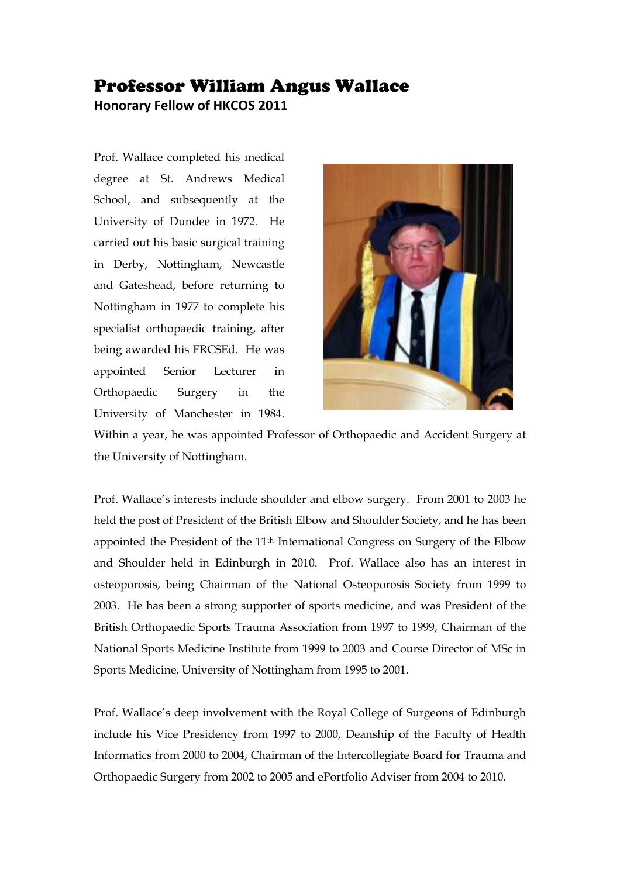# Professor William Angus Wallace

**Honorary Fellow of HKCOS 2011**

Prof. Wallace completed his medical degree at St. Andrews Medical School, and subsequently at the University of Dundee in 1972. He carried out his basic surgical training in Derby, Nottingham, Newcastle and Gateshead, before returning to Nottingham in 1977 to complete his specialist orthopaedic training, after being awarded his FRCSEd. He was appointed Senior Lecturer in Orthopaedic Surgery in the University of Manchester in 1984. Within a year, he was appointed Professor of Orthopaedic and Accident Surgery at the University of Nottingham.

Prof. Wallace's interests include shoulder and elbow surgery. From 2001 to 2003 he held the post of President of the British Elbow and Shoulder Society, and he has been appointed the President of the 11th International Congress on Surgery of the Elbow and Shoulder held in Edinburgh in 2010. Prof. Wallace also has an interest in osteoporosis, being Chairman of the National Osteoporosis Society from 1999 to 2003. He has been a strong supporter of sports medicine, and was President of the British Orthopaedic Sports Trauma Association from 1997 to 1999, Chairman of the National Sports Medicine Institute from 1999 to 2003 and Course Director of MSc in Sports Medicine, University of Nottingham from 1995 to 2001.

Prof. Wallace's deep involvement with the Royal College of Surgeons of Edinburgh include his Vice Presidency from 1997 to 2000, Deanship of the Faculty of Health Informatics from 2000 to 2004, Chairman of the Intercollegiate Board for Trauma and Orthopaedic Surgery from 2002 to 2005 and ePortfolio Adviser from 2004 to 2010.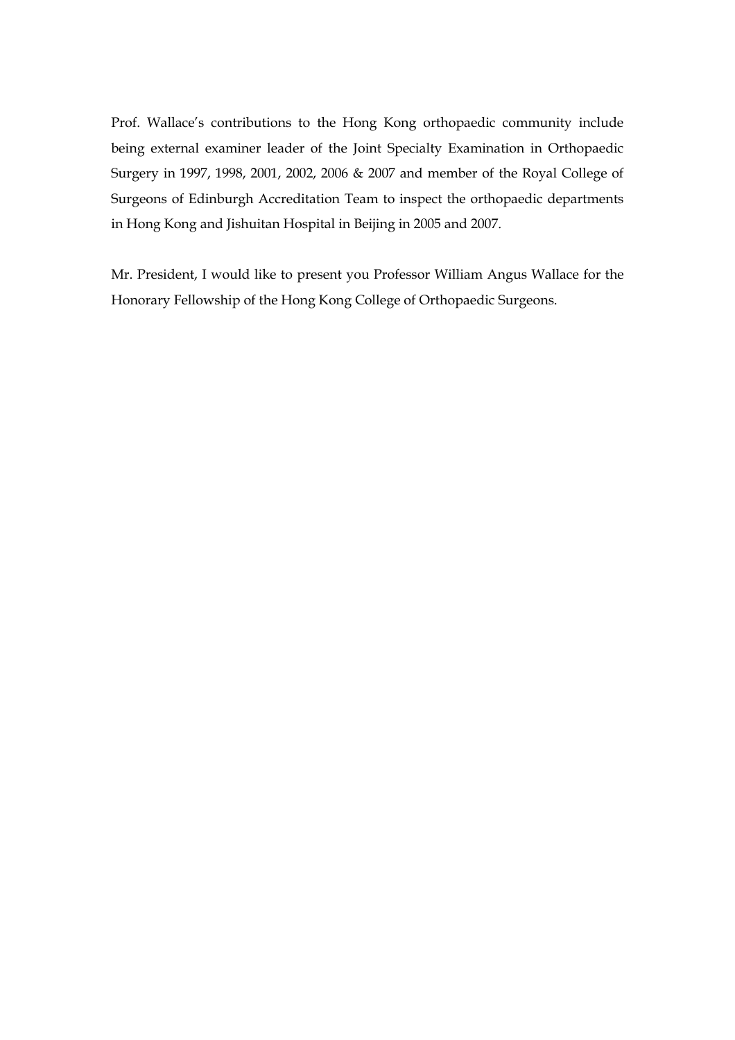Prof. Wallace's contributions to the Hong Kong orthopaedic community include being external examiner leader of the Joint Specialty Examination in Orthopaedic Surgery in 1997, 1998, 2001, 2002, 2006 & 2007 and member of the Royal College of Surgeons of Edinburgh Accreditation Team to inspect the orthopaedic departments in Hong Kong and Jishuitan Hospital in Beijing in 2005 and 2007.

Mr. President, I would like to present you Professor William Angus Wallace for the Honorary Fellowship of the Hong Kong College of Orthopaedic Surgeons.